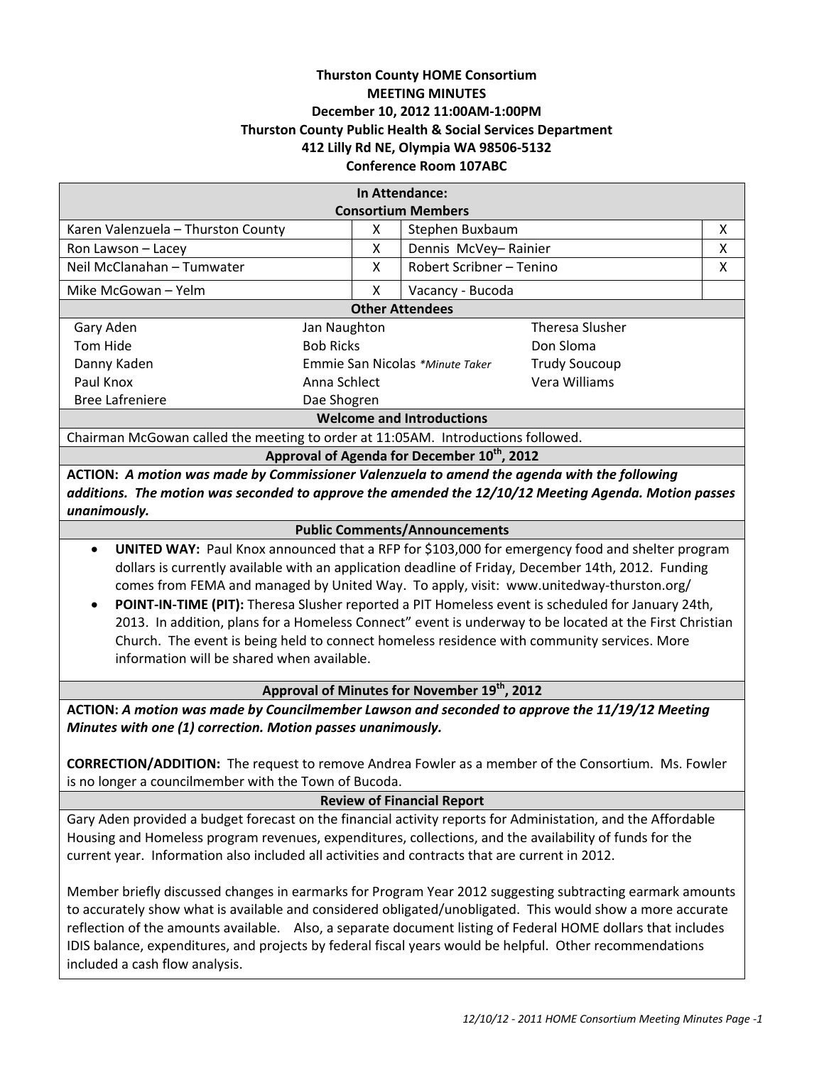**Thurston County HOME Consortium**
**MEETING MINUTES**
**December 10, 2012 11:00AM-1:00PM**
**Thurston County Public Health & Social Services Department**
**412 Lilly Rd NE, Olympia WA 98506-5132**
**Conference Room 107ABC**

**In Attendance:**
**Consortium Members**

| | | | |
|---|---|---|---|
| Karen Valenzuela – Thurston County | X | Stephen Buxbaum | X |
| Ron Lawson – Lacey | X | Dennis McVey– Rainier | X |
| Neil McClanahan – Tumwater | X | Robert Scribner – Tenino | X |
| Mike McGowan – Yelm | X | Vacancy - Bucoda | |

**Other Attendees**

| | | |
|---|---|---|
| Gary Aden | Jan Naughton | Theresa Slusher |
| Tom Hide | Bob Ricks | Don Sloma |
| Danny Kaden | Emmie San Nicolas *Minute Taker | Trudy Soucoup |
| Paul Knox | Anna Schlect | Vera Williams |
| Bree Lafreniere | Dae Shogren | |

**Welcome and Introductions**

Chairman McGowan called the meeting to order at 11:05AM. Introductions followed.

**Approval of Agenda for December 10th, 2012**

**ACTION:** ***A motion was made by Commissioner Valenzuela to amend the agenda with the following additions. The motion was seconded to approve the amended 12/10/12 Meeting Agenda. Motion passes unanimously.***

**Public Comments/Announcements**

- **UNITED WAY:** Paul Knox announced that a RFP for $103,000 for emergency food and shelter program dollars is currently available with an application deadline of Friday, December 14th, 2012. Funding comes from FEMA and managed by United Way. To apply, visit: www.unitedway-thurston.org/
- **POINT-IN-TIME (PIT):** Theresa Slusher reported a PIT Homeless event is scheduled for January 24th, 2013. In addition, plans for a Homeless Connect" event is underway to be located at the First Christian Church. The event is being held to connect homeless residence with community services. More information will be shared when available.

**Approval of Minutes for November 19th, 2012**

**ACTION:** ***A motion was made by Councilmember Lawson and seconded to approve the 11/19/12 Meeting Minutes with one (1) correction. Motion passes unanimously.***

**CORRECTION/ADDITION:** The request to remove Andrea Fowler as a member of the Consortium. Ms. Fowler is no longer a councilmember with the Town of Bucoda.

**Review of Financial Report**

Gary Aden provided a budget forecast on the financial activity reports for Administation, and the Affordable Housing and Homeless program revenues, expenditures, collections, and the availability of funds for the current year. Information also included all activities and contracts that are current in 2012.

Member briefly discussed changes in earmarks for Program Year 2012 suggesting subtracting earmark amounts to accurately show what is available and considered obligated/unobligated. This would show a more accurate reflection of the amounts available. Also, a separate document listing of Federal HOME dollars that includes IDIS balance, expenditures, and projects by federal fiscal years would be helpful. Other recommendations included a cash flow analysis.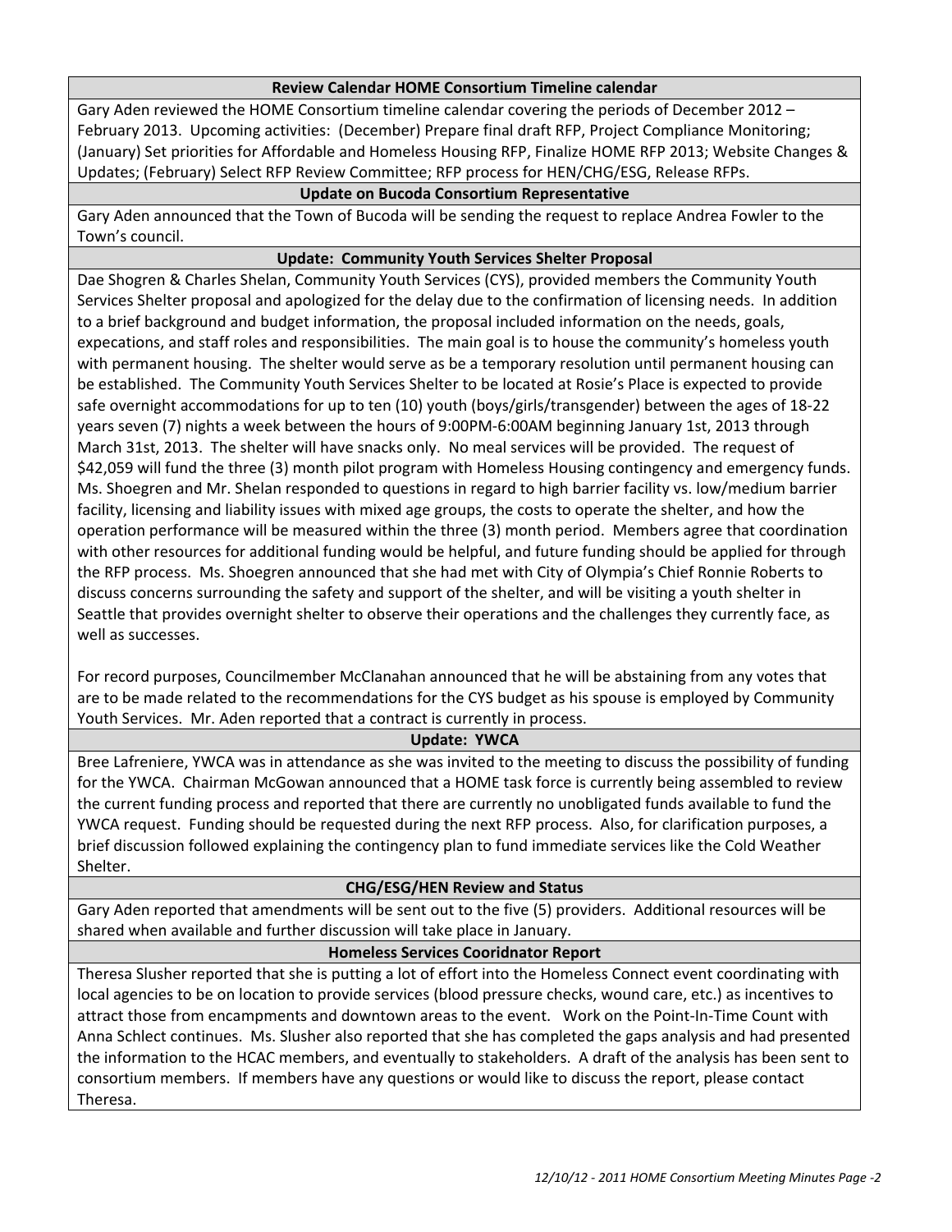### Review Calendar HOME Consortium Timeline calendar

Gary Aden reviewed the HOME Consortium timeline calendar covering the periods of December 2012 – February 2013. Upcoming activities: (December) Prepare final draft RFP, Project Compliance Monitoring; (January) Set priorities for Affordable and Homeless Housing RFP, Finalize HOME RFP 2013; Website Changes & Updates; (February) Select RFP Review Committee; RFP process for HEN/CHG/ESG, Release RFPs.

### Update on Bucoda Consortium Representative

Gary Aden announced that the Town of Bucoda will be sending the request to replace Andrea Fowler to the Town's council.

### Update: Community Youth Services Shelter Proposal

Dae Shogren & Charles Shelan, Community Youth Services (CYS), provided members the Community Youth Services Shelter proposal and apologized for the delay due to the confirmation of licensing needs. In addition to a brief background and budget information, the proposal included information on the needs, goals, expecations, and staff roles and responsibilities. The main goal is to house the community's homeless youth with permanent housing. The shelter would serve as be a temporary resolution until permanent housing can be established. The Community Youth Services Shelter to be located at Rosie's Place is expected to provide safe overnight accommodations for up to ten (10) youth (boys/girls/transgender) between the ages of 18-22 years seven (7) nights a week between the hours of 9:00PM-6:00AM beginning January 1st, 2013 through March 31st, 2013. The shelter will have snacks only. No meal services will be provided. The request of $42,059 will fund the three (3) month pilot program with Homeless Housing contingency and emergency funds. Ms. Shoegren and Mr. Shelan responded to questions in regard to high barrier facility vs. low/medium barrier facility, licensing and liability issues with mixed age groups, the costs to operate the shelter, and how the operation performance will be measured within the three (3) month period. Members agree that coordination with other resources for additional funding would be helpful, and future funding should be applied for through the RFP process. Ms. Shoegren announced that she had met with City of Olympia's Chief Ronnie Roberts to discuss concerns surrounding the safety and support of the shelter, and will be visiting a youth shelter in Seattle that provides overnight shelter to observe their operations and the challenges they currently face, as well as successes.

For record purposes, Councilmember McClanahan announced that he will be abstaining from any votes that are to be made related to the recommendations for the CYS budget as his spouse is employed by Community Youth Services. Mr. Aden reported that a contract is currently in process.

### Update: YWCA

Bree Lafreniere, YWCA was in attendance as she was invited to the meeting to discuss the possibility of funding for the YWCA. Chairman McGowan announced that a HOME task force is currently being assembled to review the current funding process and reported that there are currently no unobligated funds available to fund the YWCA request. Funding should be requested during the next RFP process. Also, for clarification purposes, a brief discussion followed explaining the contingency plan to fund immediate services like the Cold Weather Shelter.

### CHG/ESG/HEN Review and Status

Gary Aden reported that amendments will be sent out to the five (5) providers. Additional resources will be shared when available and further discussion will take place in January.

### Homeless Services Cooridnator Report

Theresa Slusher reported that she is putting a lot of effort into the Homeless Connect event coordinating with local agencies to be on location to provide services (blood pressure checks, wound care, etc.) as incentives to attract those from encampments and downtown areas to the event. Work on the Point-In-Time Count with Anna Schlect continues. Ms. Slusher also reported that she has completed the gaps analysis and had presented the information to the HCAC members, and eventually to stakeholders. A draft of the analysis has been sent to consortium members. If members have any questions or would like to discuss the report, please contact Theresa.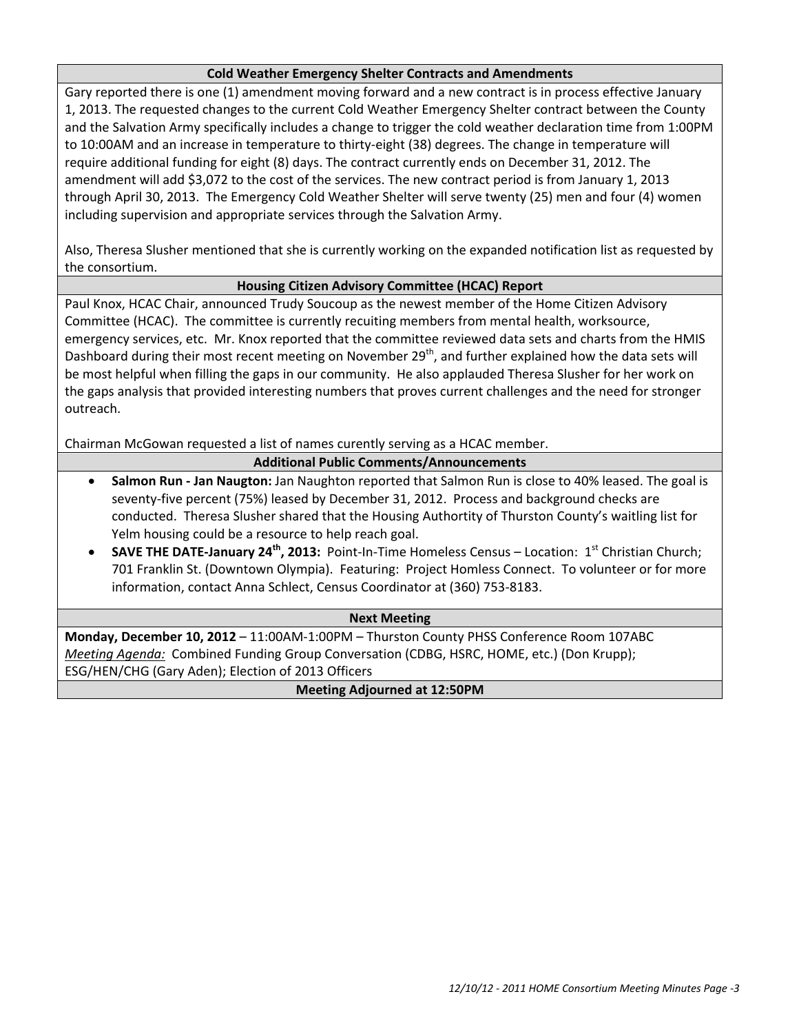### Cold Weather Emergency Shelter Contracts and Amendments

Gary reported there is one (1) amendment moving forward and a new contract is in process effective January 1, 2013. The requested changes to the current Cold Weather Emergency Shelter contract between the County and the Salvation Army specifically includes a change to trigger the cold weather declaration time from 1:00PM to 10:00AM and an increase in temperature to thirty-eight (38) degrees. The change in temperature will require additional funding for eight (8) days. The contract currently ends on December 31, 2012. The amendment will add $3,072 to the cost of the services. The new contract period is from January 1, 2013 through April 30, 2013. The Emergency Cold Weather Shelter will serve twenty (25) men and four (4) women including supervision and appropriate services through the Salvation Army.

Also, Theresa Slusher mentioned that she is currently working on the expanded notification list as requested by the consortium.

### Housing Citizen Advisory Committee (HCAC) Report

Paul Knox, HCAC Chair, announced Trudy Soucoup as the newest member of the Home Citizen Advisory Committee (HCAC). The committee is currently recuiting members from mental health, worksource, emergency services, etc. Mr. Knox reported that the committee reviewed data sets and charts from the HMIS Dashboard during their most recent meeting on November 29th, and further explained how the data sets will be most helpful when filling the gaps in our community. He also applauded Theresa Slusher for her work on the gaps analysis that provided interesting numbers that proves current challenges and the need for stronger outreach.

Chairman McGowan requested a list of names curently serving as a HCAC member.

### Additional Public Comments/Announcements

- **Salmon Run - Jan Naugton:** Jan Naughton reported that Salmon Run is close to 40% leased. The goal is seventy-five percent (75%) leased by December 31, 2012. Process and background checks are conducted. Theresa Slusher shared that the Housing Authortity of Thurston County's waitling list for Yelm housing could be a resource to help reach goal.
- **SAVE THE DATE-January 24th, 2013:** Point-In-Time Homeless Census – Location: 1st Christian Church; 701 Franklin St. (Downtown Olympia). Featuring: Project Homless Connect. To volunteer or for more information, contact Anna Schlect, Census Coordinator at (360) 753-8183.

### Next Meeting

**Monday, December 10, 2012** – 11:00AM-1:00PM – Thurston County PHSS Conference Room 107ABC
*Meeting Agenda:* Combined Funding Group Conversation (CDBG, HSRC, HOME, etc.) (Don Krupp); ESG/HEN/CHG (Gary Aden); Election of 2013 Officers

### Meeting Adjourned at 12:50PM